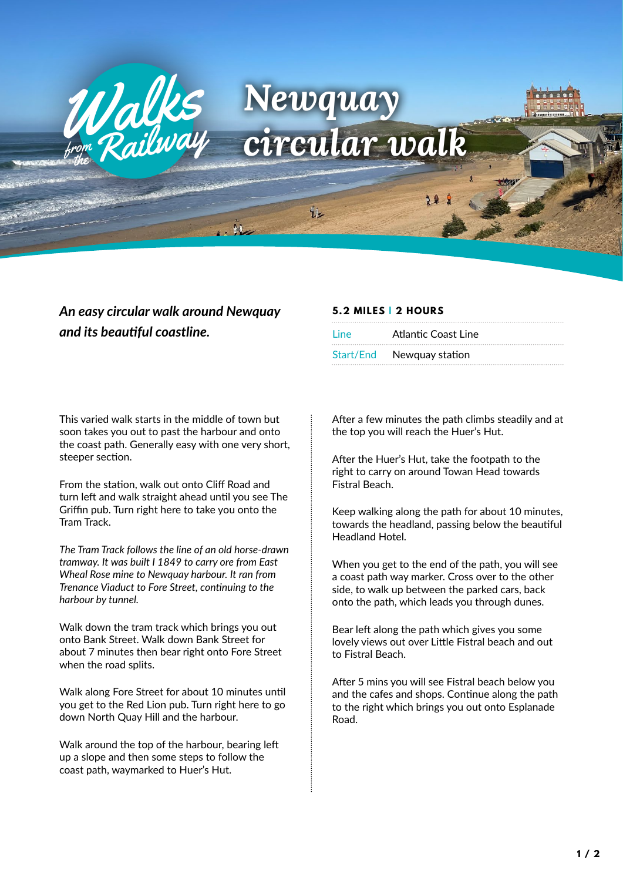Walks from the Railway

# Newquay circular walk

*An easy circular walk around Newquay and its beautiful coastline.*

**5.2 MILES | 2 HOURS**

| Line | Atlantic Coast Line |
|---|---|
| Start/End | Newquay station |

This varied walk starts in the middle of town but soon takes you out to past the harbour and onto the coast path. Generally easy with one very short, steeper section.

From the station, walk out onto Cliff Road and turn left and walk straight ahead until you see The Griffin pub. Turn right here to take you onto the Tram Track.

*The Tram Track follows the line of an old horse-drawn tramway. It was built I 1849 to carry ore from East Wheal Rose mine to Newquay harbour. It ran from Trenance Viaduct to Fore Street, continuing to the harbour by tunnel.*

Walk down the tram track which brings you out onto Bank Street. Walk down Bank Street for about 7 minutes then bear right onto Fore Street when the road splits.

Walk along Fore Street for about 10 minutes until you get to the Red Lion pub. Turn right here to go down North Quay Hill and the harbour.

Walk around the top of the harbour, bearing left up a slope and then some steps to follow the coast path, waymarked to Huer's Hut.

After a few minutes the path climbs steadily and at the top you will reach the Huer's Hut.

After the Huer's Hut, take the footpath to the right to carry on around Towan Head towards Fistral Beach.

Keep walking along the path for about 10 minutes, towards the headland, passing below the beautiful Headland Hotel.

When you get to the end of the path, you will see a coast path way marker. Cross over to the other side, to walk up between the parked cars, back onto the path, which leads you through dunes.

Bear left along the path which gives you some lovely views out over Little Fistral beach and out to Fistral Beach.

After 5 mins you will see Fistral beach below you and the cafes and shops. Continue along the path to the right which brings you out onto Esplanade Road.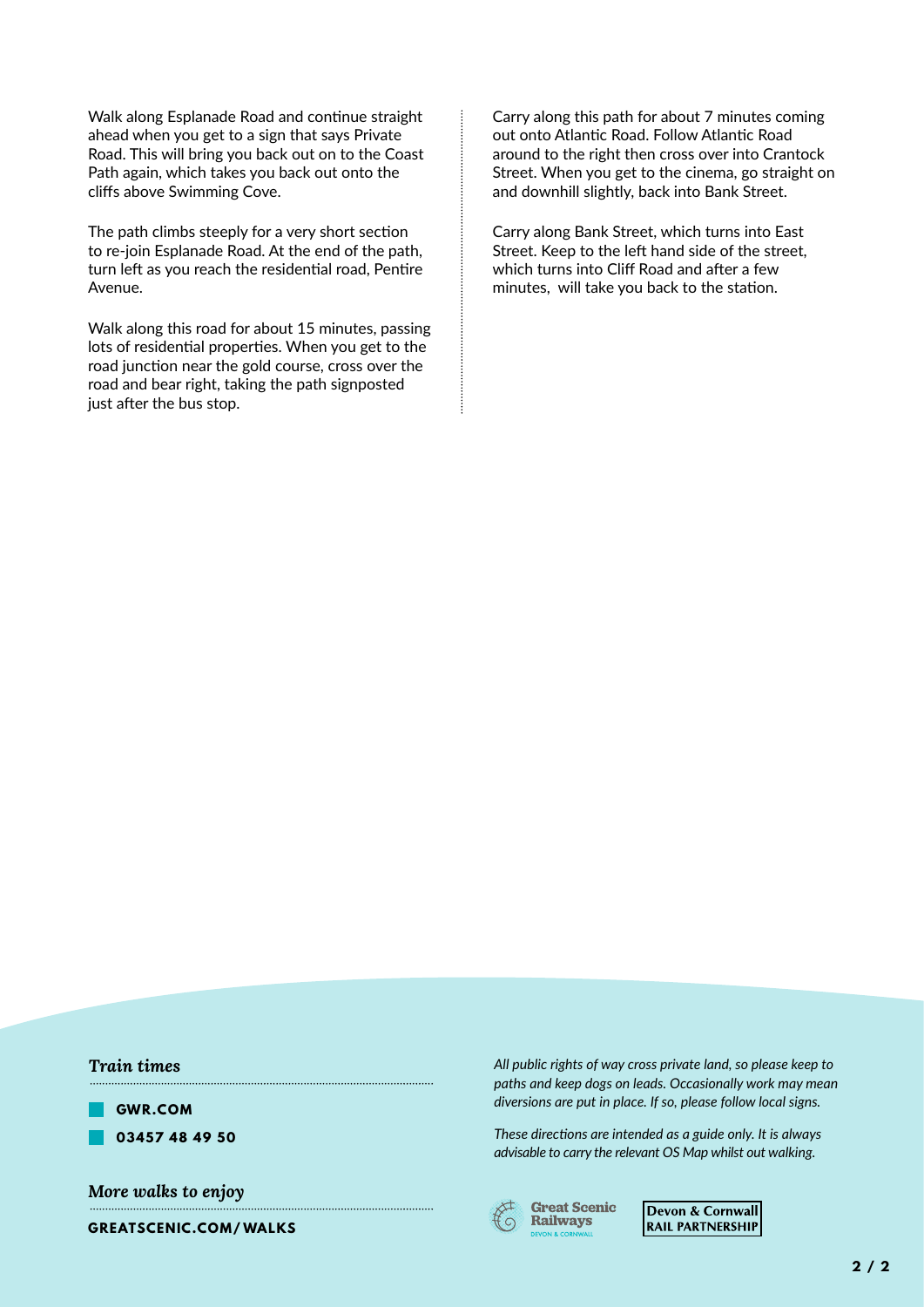Walk along Esplanade Road and continue straight ahead when you get to a sign that says Private Road. This will bring you back out on to the Coast Path again, which takes you back out onto the cliffs above Swimming Cove.

The path climbs steeply for a very short section to re-join Esplanade Road. At the end of the path, turn left as you reach the residential road, Pentire Avenue.

Walk along this road for about 15 minutes, passing lots of residential properties. When you get to the road junction near the gold course, cross over the road and bear right, taking the path signposted just after the bus stop.

Carry along this path for about 7 minutes coming out onto Atlantic Road. Follow Atlantic Road around to the right then cross over into Crantock Street. When you get to the cinema, go straight on and downhill slightly, back into Bank Street.

Carry along Bank Street, which turns into East Street. Keep to the left hand side of the street, which turns into Cliff Road and after a few minutes, will take you back to the station.

### *Train times*

- **GWR.COM**
- **03457 48 49 50**

### *More walks to enjoy*

**GREATSCENIC.COM/WALKS**

*All public rights of way cross private land, so please keep to paths and keep dogs on leads. Occasionally work may mean diversions are put in place. If so, please follow local signs.*

*These directions are intended as a guide only. It is always advisable to carry the relevant OS Map whilst out walking.*

Great Scenic Railways
DEVON & CORNWALL

Devon & Cornwall RAIL PARTNERSHIP